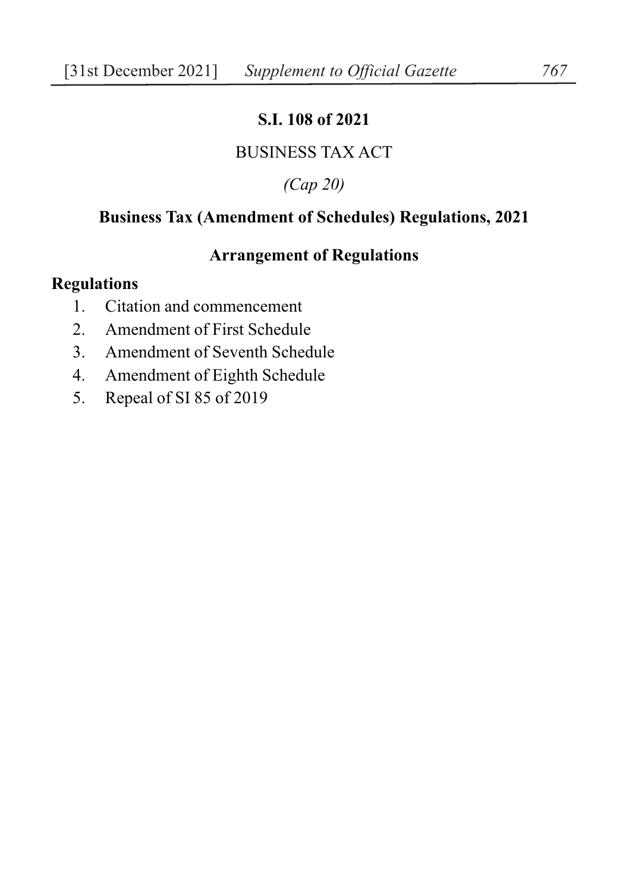**S.I. 108 of 2021**

BUSINESS TAX ACT

*(Cap 20)*

**Business Tax (Amendment of Schedules) Regulations, 2021**

**Arrangement of Regulations**

**Regulations**

1. Citation and commencement
2. Amendment of First Schedule
3. Amendment of Seventh Schedule
4. Amendment of Eighth Schedule
5. Repeal of SI 85 of 2019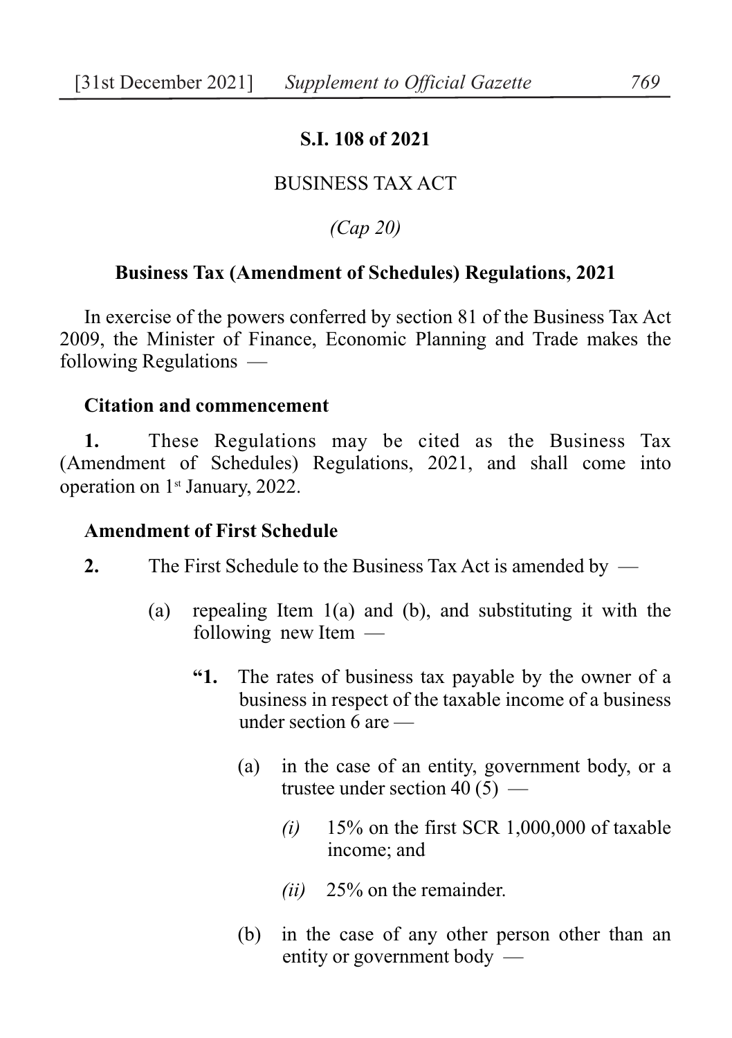**S.I. 108 of 2021**

BUSINESS TAX ACT

*(Cap 20)*

**Business Tax (Amendment of Schedules) Regulations, 2021**

In exercise of the powers conferred by section 81 of the Business Tax Act 2009, the Minister of Finance, Economic Planning and Trade makes the following Regulations —

**Citation and commencement**

**1.** These Regulations may be cited as the Business Tax (Amendment of Schedules) Regulations, 2021, and shall come into operation on 1st January, 2022.

**Amendment of First Schedule**

**2.** The First Schedule to the Business Tax Act is amended by —

(a) repealing Item 1(a) and (b), and substituting it with the following new Item —

**"1.** The rates of business tax payable by the owner of a business in respect of the taxable income of a business under section 6 are —

(a) in the case of an entity, government body, or a trustee under section 40 (5) —

*(i)* 15% on the first SCR 1,000,000 of taxable income; and

*(ii)* 25% on the remainder.

(b) in the case of any other person other than an entity or government body —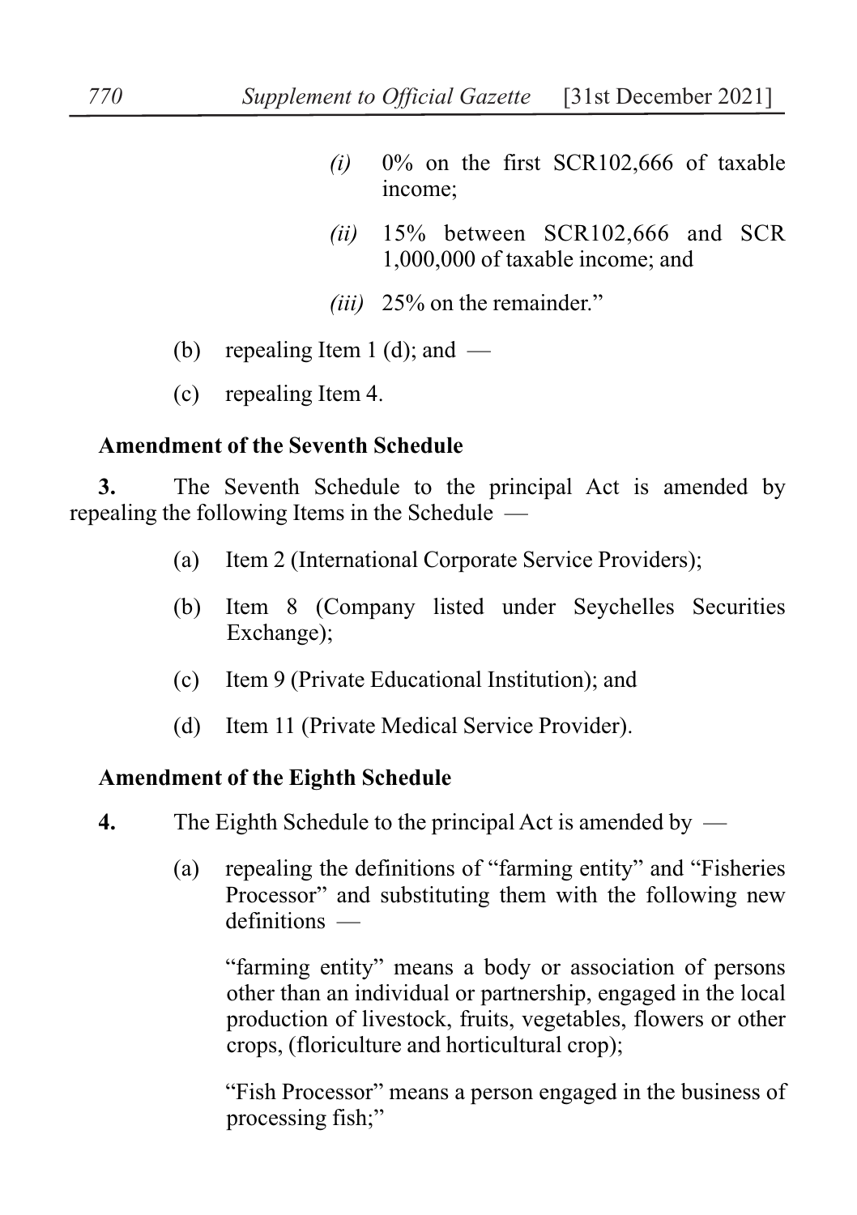*(i)* 0% on the first SCR102,666 of taxable income;

*(ii)* 15% between SCR102,666 and SCR 1,000,000 of taxable income; and

*(iii)* 25% on the remainder."

(b) repealing Item 1 (d); and —

(c) repealing Item 4.

**Amendment of the Seventh Schedule**

**3.** The Seventh Schedule to the principal Act is amended by repealing the following Items in the Schedule —

(a) Item 2 (International Corporate Service Providers);

(b) Item 8 (Company listed under Seychelles Securities Exchange);

(c) Item 9 (Private Educational Institution); and

(d) Item 11 (Private Medical Service Provider).

**Amendment of the Eighth Schedule**

**4.** The Eighth Schedule to the principal Act is amended by —

(a) repealing the definitions of "farming entity" and "Fisheries Processor" and substituting them with the following new definitions —

"farming entity" means a body or association of persons other than an individual or partnership, engaged in the local production of livestock, fruits, vegetables, flowers or other crops, (floriculture and horticultural crop);

"Fish Processor" means a person engaged in the business of processing fish;"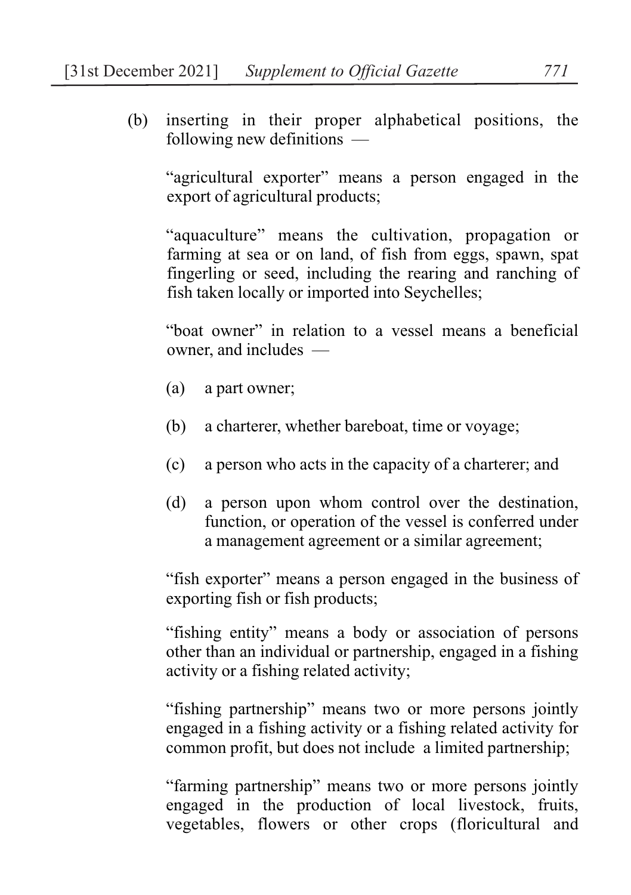(b) inserting in their proper alphabetical positions, the following new definitions —

"agricultural exporter" means a person engaged in the export of agricultural products;

"aquaculture" means the cultivation, propagation or farming at sea or on land, of fish from eggs, spawn, spat fingerling or seed, including the rearing and ranching of fish taken locally or imported into Seychelles;

"boat owner" in relation to a vessel means a beneficial owner, and includes —

(a) a part owner;

(b) a charterer, whether bareboat, time or voyage;

(c) a person who acts in the capacity of a charterer; and

(d) a person upon whom control over the destination, function, or operation of the vessel is conferred under a management agreement or a similar agreement;

"fish exporter" means a person engaged in the business of exporting fish or fish products;

"fishing entity" means a body or association of persons other than an individual or partnership, engaged in a fishing activity or a fishing related activity;

"fishing partnership" means two or more persons jointly engaged in a fishing activity or a fishing related activity for common profit, but does not include a limited partnership;

"farming partnership" means two or more persons jointly engaged in the production of local livestock, fruits, vegetables, flowers or other crops (floricultural and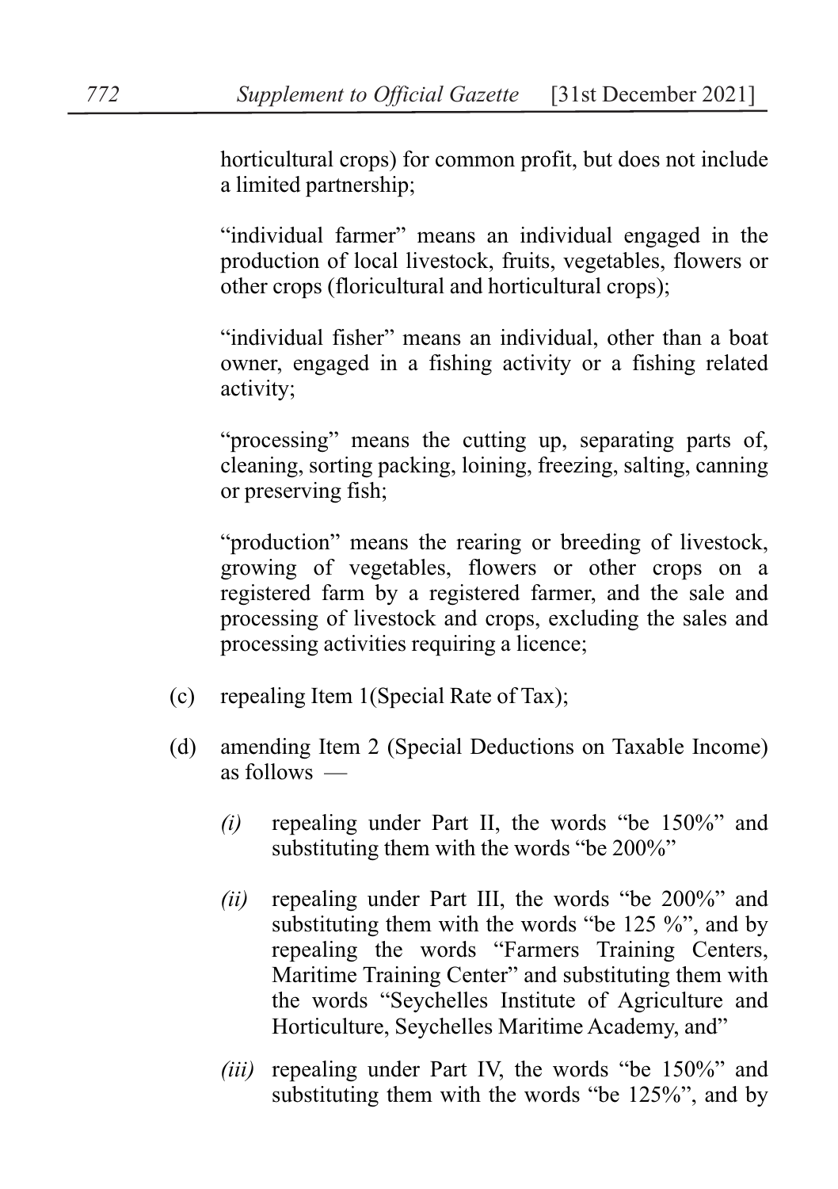horticultural crops) for common profit, but does not include a limited partnership;

"individual farmer" means an individual engaged in the production of local livestock, fruits, vegetables, flowers or other crops (floricultural and horticultural crops);

"individual fisher" means an individual, other than a boat owner, engaged in a fishing activity or a fishing related activity;

"processing" means the cutting up, separating parts of, cleaning, sorting packing, loining, freezing, salting, canning or preserving fish;

"production" means the rearing or breeding of livestock, growing of vegetables, flowers or other crops on a registered farm by a registered farmer, and the sale and processing of livestock and crops, excluding the sales and processing activities requiring a licence;

(c) repealing Item 1(Special Rate of Tax);

(d) amending Item 2 (Special Deductions on Taxable Income) as follows —

*(i)* repealing under Part II, the words "be 150%" and substituting them with the words "be 200%"

*(ii)* repealing under Part III, the words "be 200%" and substituting them with the words "be 125 %", and by repealing the words "Farmers Training Centers, Maritime Training Center" and substituting them with the words "Seychelles Institute of Agriculture and Horticulture, Seychelles Maritime Academy, and"

*(iii)* repealing under Part IV, the words "be 150%" and substituting them with the words "be 125%", and by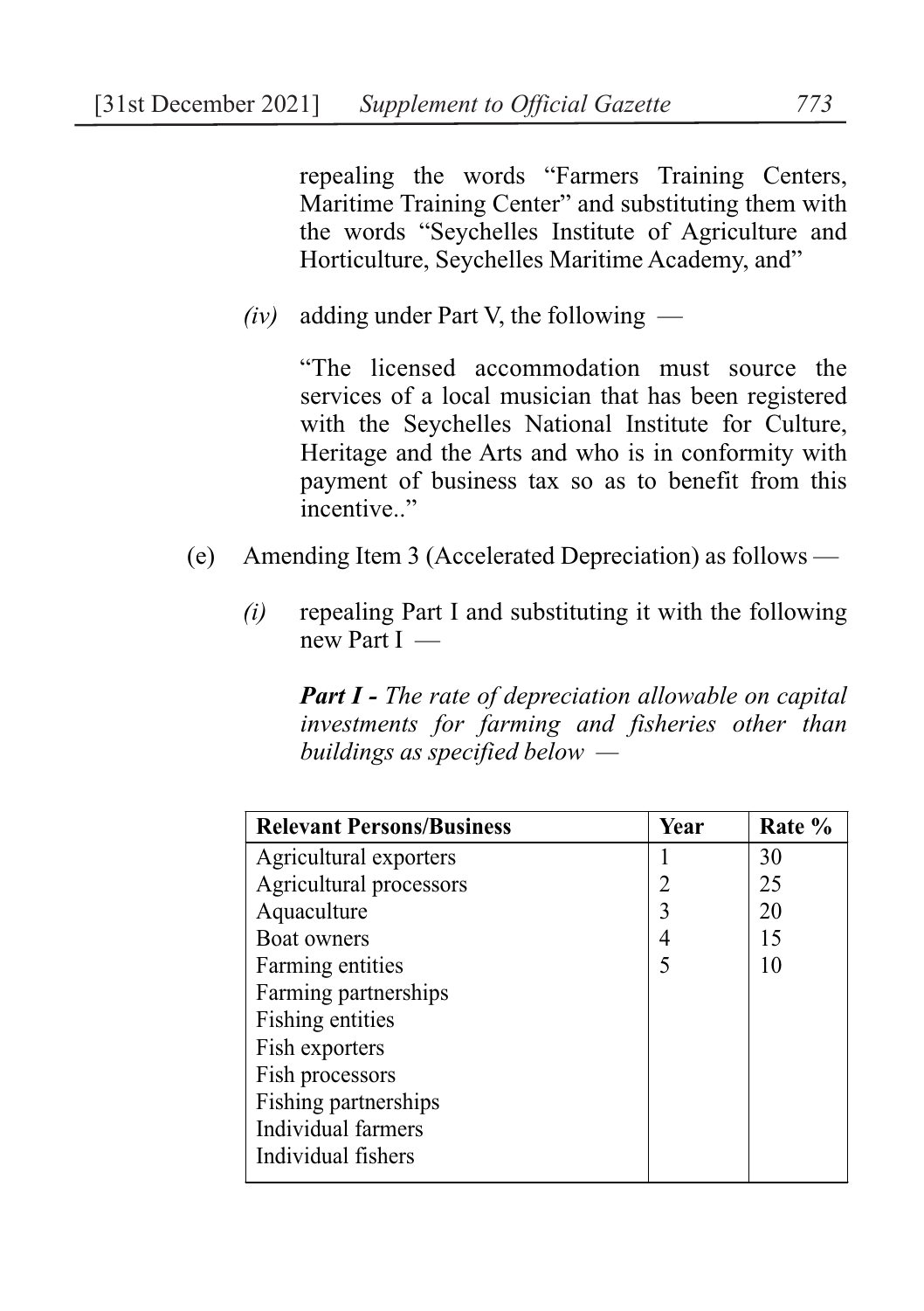repealing the words "Farmers Training Centers, Maritime Training Center" and substituting them with the words "Seychelles Institute of Agriculture and Horticulture, Seychelles Maritime Academy, and"

*(iv)* adding under Part V, the following —

"The licensed accommodation must source the services of a local musician that has been registered with the Seychelles National Institute for Culture, Heritage and the Arts and who is in conformity with payment of business tax so as to benefit from this incentive.."

(e) Amending Item 3 (Accelerated Depreciation) as follows —

*(i)* repealing Part I and substituting it with the following new Part I —

***Part I -*** *The rate of depreciation allowable on capital investments for farming and fisheries other than buildings as specified below —*

| Relevant Persons/Business | Year | Rate % |
|---|---|---|
| Agricultural exporters | 1 | 30 |
| Agricultural processors | 2 | 25 |
| Aquaculture | 3 | 20 |
| Boat owners | 4 | 15 |
| Farming entities | 5 | 10 |
| Farming partnerships | | |
| Fishing entities | | |
| Fish exporters | | |
| Fish processors | | |
| Fishing partnerships | | |
| Individual farmers | | |
| Individual fishers | | |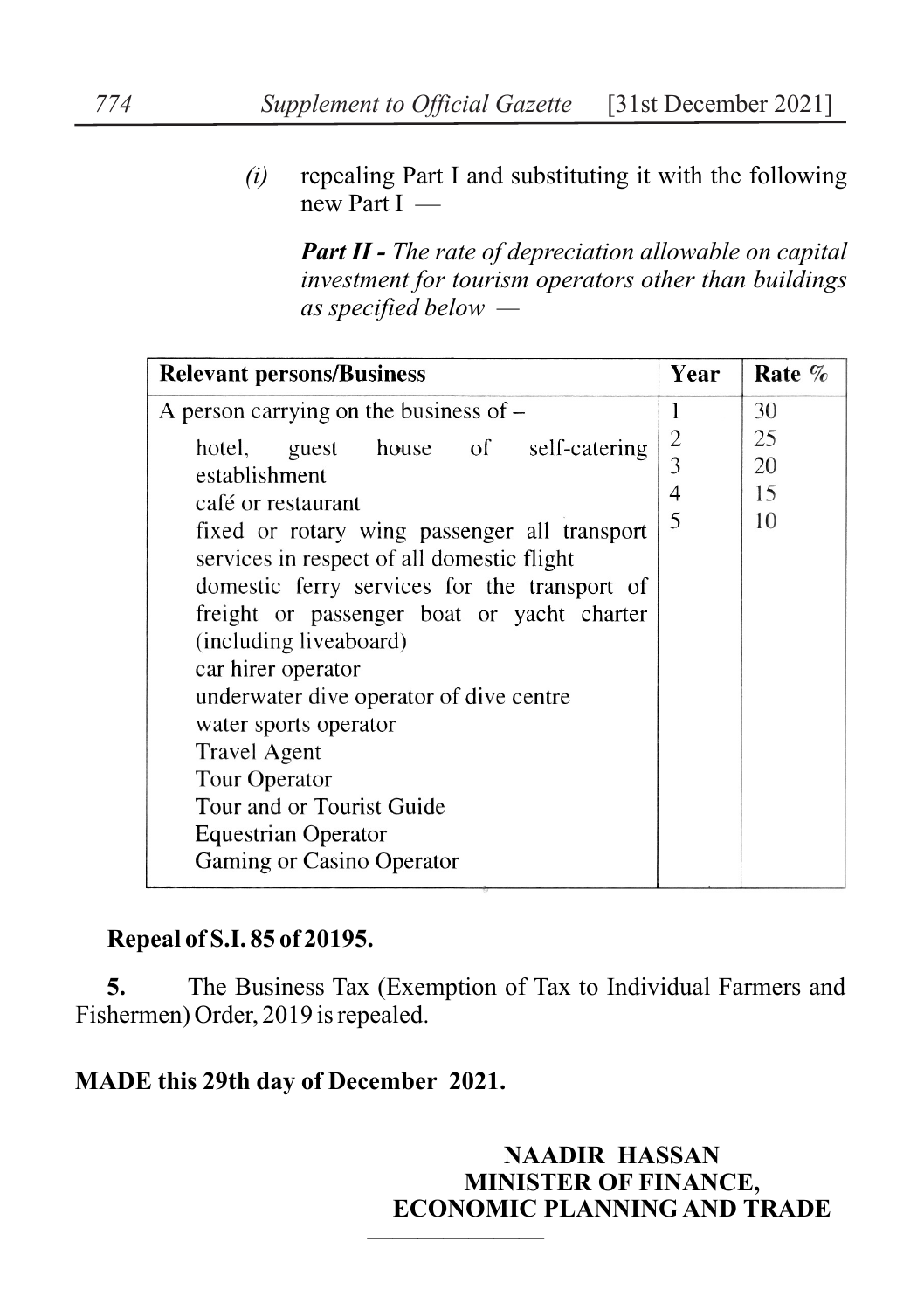*(i)* repealing Part I and substituting it with the following new Part I —

***Part II** - The rate of depreciation allowable on capital investment for tourism operators other than buildings as specified below* —

| Relevant persons/Business | Year | Rate % |
|---|---|---|
| A person carrying on the business of – | 1 | 30 |
| hotel, guest house of self-catering establishment | 2 | 25 |
| café or restaurant | 3 | 20 |
| fixed or rotary wing passenger all transport services in respect of all domestic flight | 4 | 15 |
| domestic ferry services for the transport of freight or passenger boat or yacht charter (including liveaboard) | 5 | 10 |
| car hirer operator | | |
| underwater dive operator of dive centre | | |
| water sports operator | | |
| Travel Agent | | |
| Tour Operator | | |
| Tour and or Tourist Guide | | |
| Equestrian Operator | | |
| Gaming or Casino Operator | | |

**Repeal of S.I. 85 of 20195.**

**5.** The Business Tax (Exemption of Tax to Individual Farmers and Fishermen) Order, 2019 is repealed.

**MADE this 29th day of December 2021.**

**NAADIR HASSAN**
**MINISTER OF FINANCE,**
**ECONOMIC PLANNING AND TRADE**